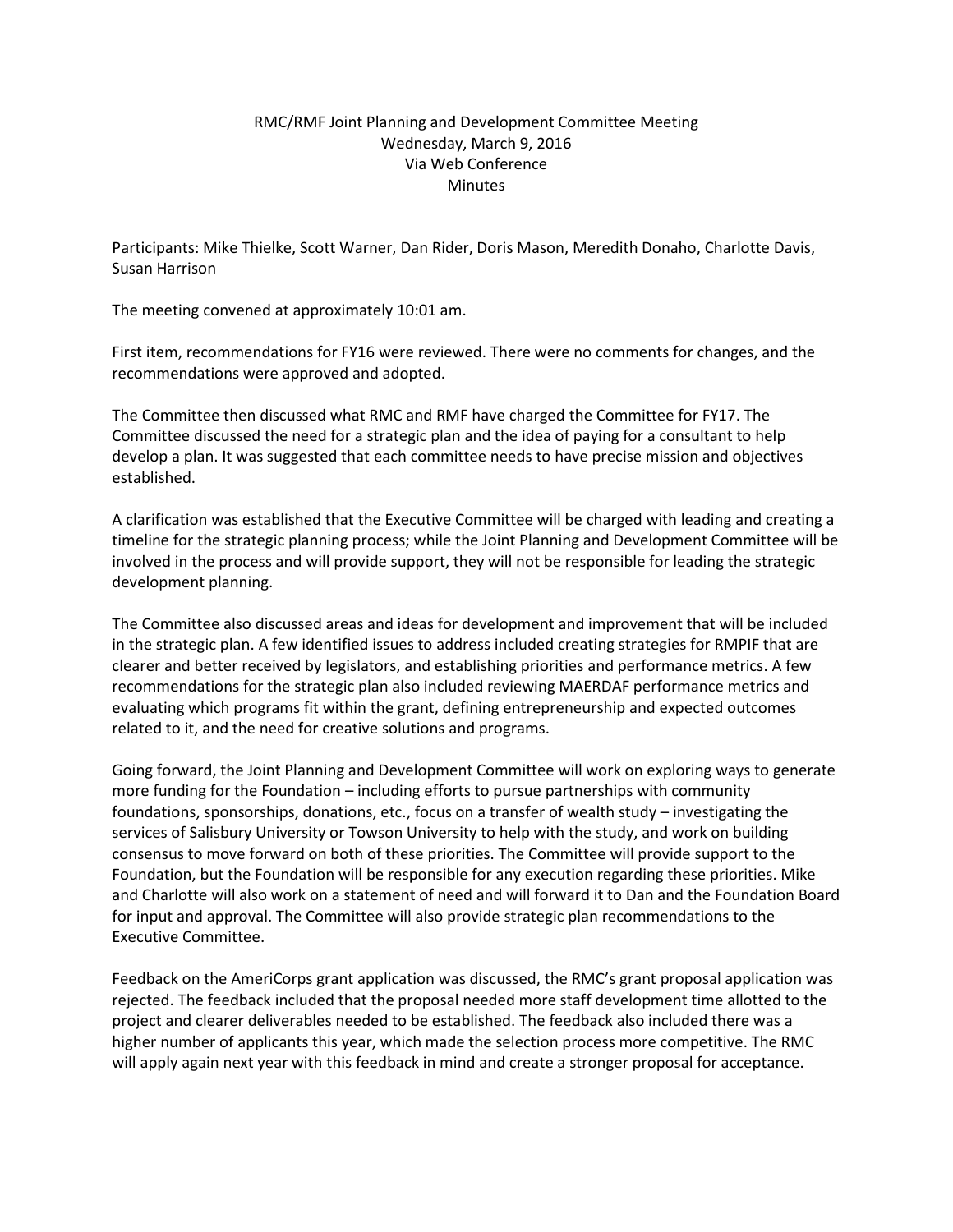# RMC/RMF Joint Planning and Development Committee Meeting
Wednesday, March 9, 2016
Via Web Conference
Minutes

Participants: Mike Thielke, Scott Warner, Dan Rider, Doris Mason, Meredith Donaho, Charlotte Davis, Susan Harrison

The meeting convened at approximately 10:01 am.

First item, recommendations for FY16 were reviewed. There were no comments for changes, and the recommendations were approved and adopted.

The Committee then discussed what RMC and RMF have charged the Committee for FY17. The Committee discussed the need for a strategic plan and the idea of paying for a consultant to help develop a plan. It was suggested that each committee needs to have precise mission and objectives established.

A clarification was established that the Executive Committee will be charged with leading and creating a timeline for the strategic planning process; while the Joint Planning and Development Committee will be involved in the process and will provide support, they will not be responsible for leading the strategic development planning.

The Committee also discussed areas and ideas for development and improvement that will be included in the strategic plan. A few identified issues to address included creating strategies for RMPIF that are clearer and better received by legislators, and establishing priorities and performance metrics. A few recommendations for the strategic plan also included reviewing MAERDAF performance metrics and evaluating which programs fit within the grant, defining entrepreneurship and expected outcomes related to it, and the need for creative solutions and programs.

Going forward, the Joint Planning and Development Committee will work on exploring ways to generate more funding for the Foundation – including efforts to pursue partnerships with community foundations, sponsorships, donations, etc., focus on a transfer of wealth study – investigating the services of Salisbury University or Towson University to help with the study, and work on building consensus to move forward on both of these priorities. The Committee will provide support to the Foundation, but the Foundation will be responsible for any execution regarding these priorities. Mike and Charlotte will also work on a statement of need and will forward it to Dan and the Foundation Board for input and approval. The Committee will also provide strategic plan recommendations to the Executive Committee.

Feedback on the AmeriCorps grant application was discussed, the RMC's grant proposal application was rejected. The feedback included that the proposal needed more staff development time allotted to the project and clearer deliverables needed to be established. The feedback also included there was a higher number of applicants this year, which made the selection process more competitive. The RMC will apply again next year with this feedback in mind and create a stronger proposal for acceptance.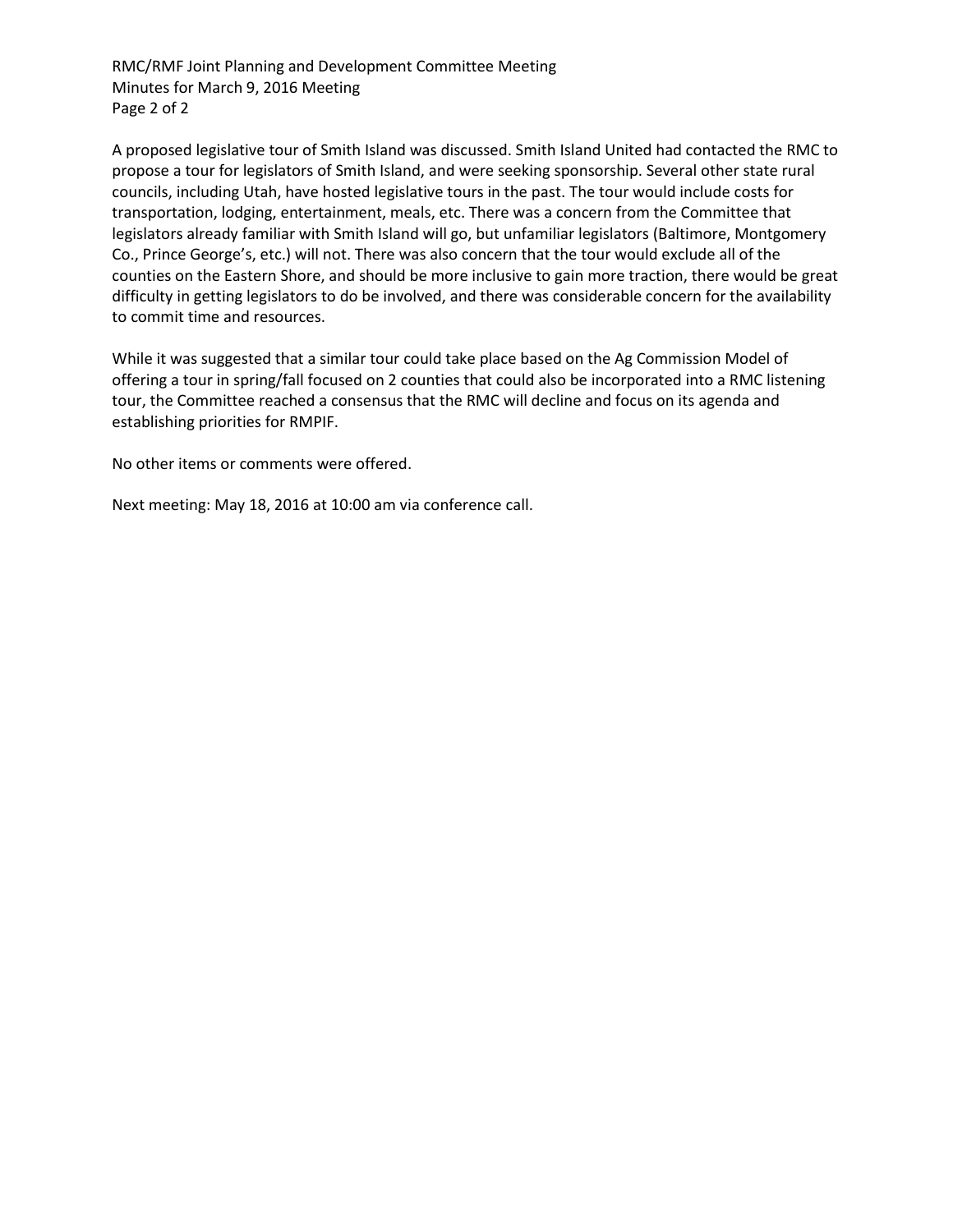A proposed legislative tour of Smith Island was discussed. Smith Island United had contacted the RMC to propose a tour for legislators of Smith Island, and were seeking sponsorship. Several other state rural councils, including Utah, have hosted legislative tours in the past. The tour would include costs for transportation, lodging, entertainment, meals, etc. There was a concern from the Committee that legislators already familiar with Smith Island will go, but unfamiliar legislators (Baltimore, Montgomery Co., Prince George's, etc.) will not. There was also concern that the tour would exclude all of the counties on the Eastern Shore, and should be more inclusive to gain more traction, there would be great difficulty in getting legislators to do be involved, and there was considerable concern for the availability to commit time and resources.

While it was suggested that a similar tour could take place based on the Ag Commission Model of offering a tour in spring/fall focused on 2 counties that could also be incorporated into a RMC listening tour, the Committee reached a consensus that the RMC will decline and focus on its agenda and establishing priorities for RMPIF.

No other items or comments were offered.

Next meeting: May 18, 2016 at 10:00 am via conference call.